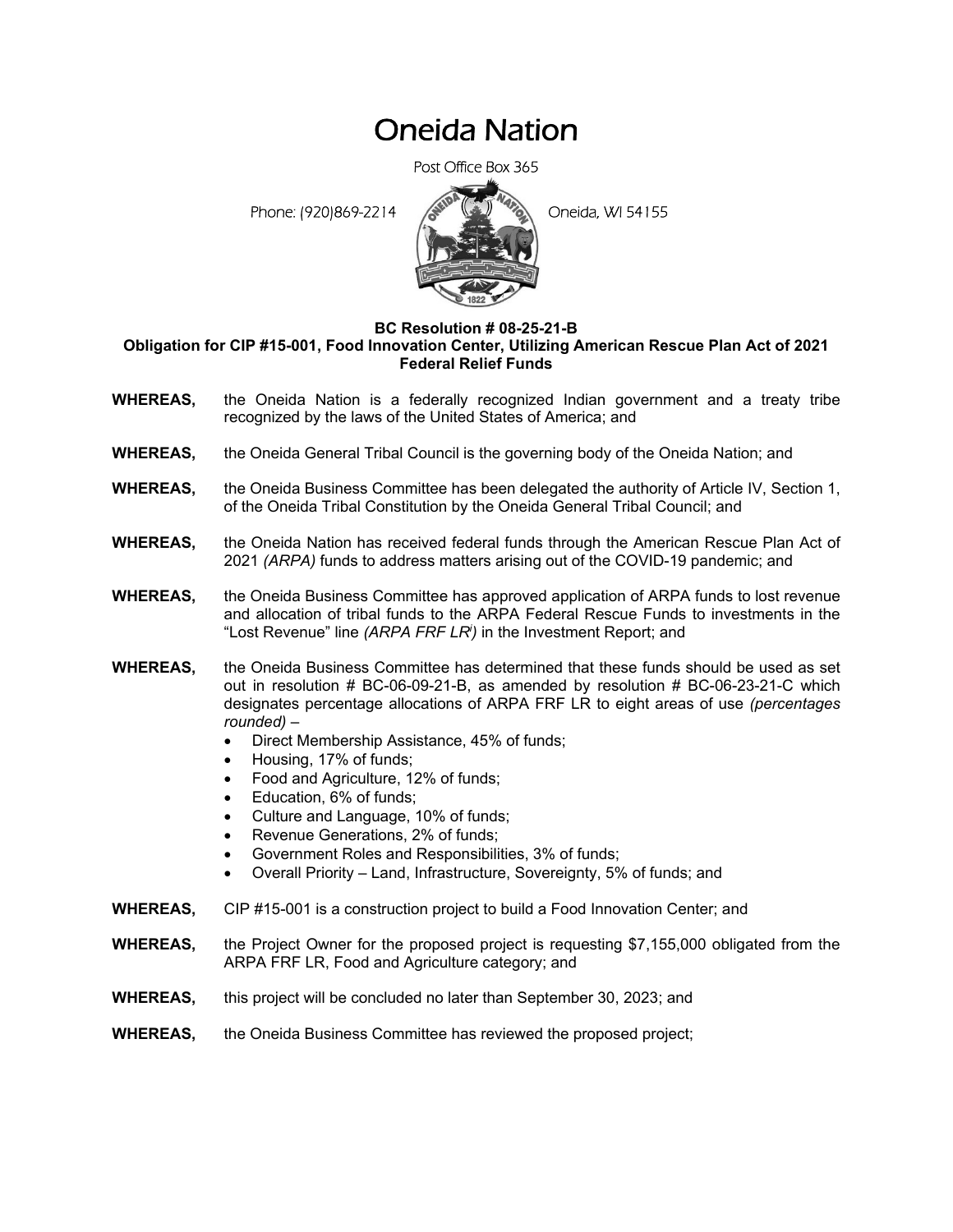# Oneida Nation

Post Office Box 365

Phone: (920)869-2214 Oneida, WI 54155

**BC Resolution # 08-25-21-B**
**Obligation for CIP #15-001, Food Innovation Center, Utilizing American Rescue Plan Act of 2021 Federal Relief Funds**

**WHEREAS,** the Oneida Nation is a federally recognized Indian government and a treaty tribe recognized by the laws of the United States of America; and

**WHEREAS,** the Oneida General Tribal Council is the governing body of the Oneida Nation; and

**WHEREAS,** the Oneida Business Committee has been delegated the authority of Article IV, Section 1, of the Oneida Tribal Constitution by the Oneida General Tribal Council; and

**WHEREAS,** the Oneida Nation has received federal funds through the American Rescue Plan Act of 2021 *(ARPA)* funds to address matters arising out of the COVID-19 pandemic; and

**WHEREAS,** the Oneida Business Committee has approved application of ARPA funds to lost revenue and allocation of tribal funds to the ARPA Federal Rescue Funds to investments in the "Lost Revenue" line *(ARPA FRF LR)* in the Investment Report; and

**WHEREAS,** the Oneida Business Committee has determined that these funds should be used as set out in resolution # BC-06-09-21-B, as amended by resolution # BC-06-23-21-C which designates percentage allocations of ARPA FRF LR to eight areas of use *(percentages rounded)* –

- Direct Membership Assistance, 45% of funds;
- Housing, 17% of funds;
- Food and Agriculture, 12% of funds;
- Education, 6% of funds;
- Culture and Language, 10% of funds;
- Revenue Generations, 2% of funds;
- Government Roles and Responsibilities, 3% of funds;
- Overall Priority – Land, Infrastructure, Sovereignty, 5% of funds; and

**WHEREAS,** CIP #15-001 is a construction project to build a Food Innovation Center; and

**WHEREAS,** the Project Owner for the proposed project is requesting $7,155,000 obligated from the ARPA FRF LR, Food and Agriculture category; and

**WHEREAS,** this project will be concluded no later than September 30, 2023; and

**WHEREAS,** the Oneida Business Committee has reviewed the proposed project;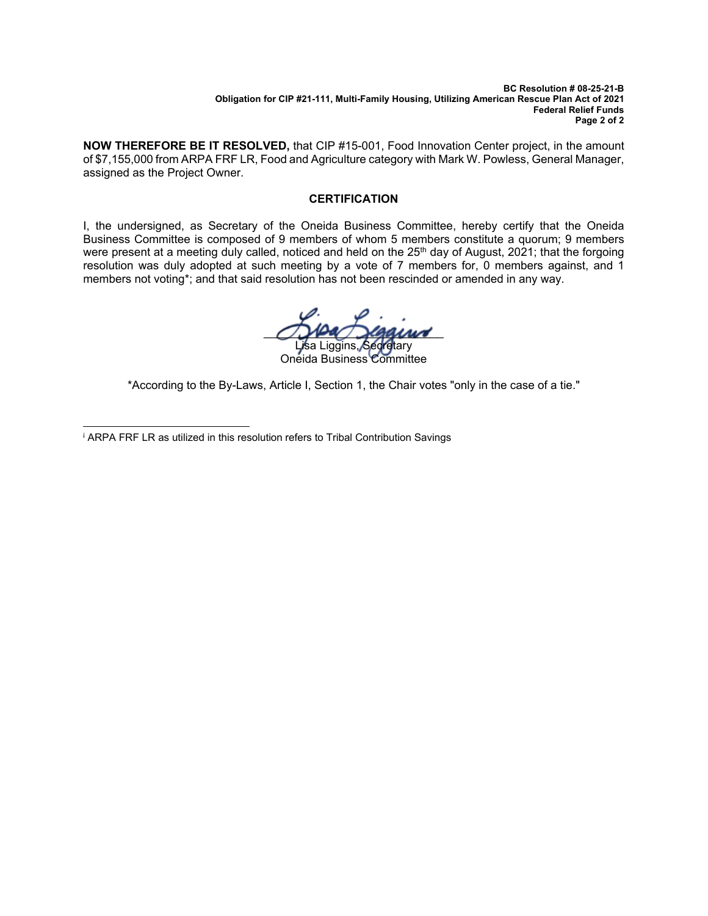**NOW THEREFORE BE IT RESOLVED,** that CIP #15-001, Food Innovation Center project, in the amount of $7,155,000 from ARPA FRF LR, Food and Agriculture category with Mark W. Powless, General Manager, assigned as the Project Owner.

## CERTIFICATION

I, the undersigned, as Secretary of the Oneida Business Committee, hereby certify that the Oneida Business Committee is composed of 9 members of whom 5 members constitute a quorum; 9 members were present at a meeting duly called, noticed and held on the 25th day of August, 2021; that the forgoing resolution was duly adopted at such meeting by a vote of 7 members for, 0 members against, and 1 members not voting*; and that said resolution has not been rescinded or amended in any way.

Lisa Liggins, Secretary
Oneida Business Committee

*According to the By-Laws, Article I, Section 1, the Chair votes "only in the case of a tie."

---

[i] ARPA FRF LR as utilized in this resolution refers to Tribal Contribution Savings